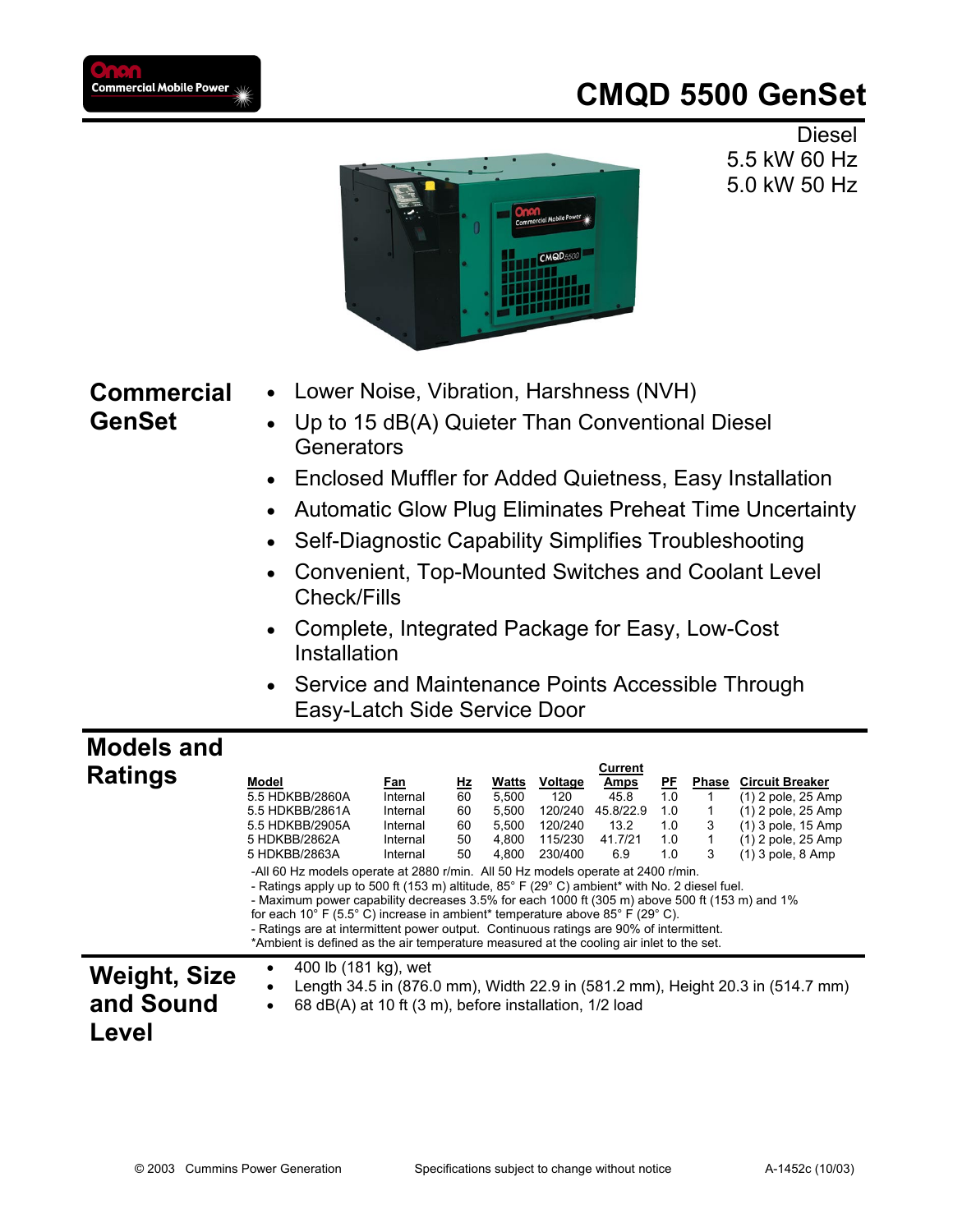# CMQD 5500 GenSet

Diesel
5.5 kW 60 Hz
5.0 kW 50 Hz

## Commercial GenSet

- Lower Noise, Vibration, Harshness (NVH)
- Up to 15 dB(A) Quieter Than Conventional Diesel Generators
- Enclosed Muffler for Added Quietness, Easy Installation
- Automatic Glow Plug Eliminates Preheat Time Uncertainty
- Self-Diagnostic Capability Simplifies Troubleshooting
- Convenient, Top-Mounted Switches and Coolant Level Check/Fills
- Complete, Integrated Package for Easy, Low-Cost Installation
- Service and Maintenance Points Accessible Through Easy-Latch Side Service Door

## Models and Ratings

| Model | Fan | Hz | Watts | Voltage | Current Amps | PF | Phase | Circuit Breaker |
|---|---|---|---|---|---|---|---|---|
| 5.5 HDKBB/2860A | Internal | 60 | 5,500 | 120 | 45.8 | 1.0 | 1 | (1) 2 pole, 25 Amp |
| 5.5 HDKBB/2861A | Internal | 60 | 5,500 | 120/240 | 45.8/22.9 | 1.0 | 1 | (1) 2 pole, 25 Amp |
| 5.5 HDKBB/2905A | Internal | 60 | 5,500 | 120/240 | 13.2 | 1.0 | 3 | (1) 3 pole, 15 Amp |
| 5 HDKBB/2862A | Internal | 50 | 4,800 | 115/230 | 41.7/21 | 1.0 | 1 | (1) 2 pole, 25 Amp |
| 5 HDKBB/2863A | Internal | 50 | 4,800 | 230/400 | 6.9 | 1.0 | 3 | (1) 3 pole, 8 Amp |

-All 60 Hz models operate at 2880 r/min. All 50 Hz models operate at 2400 r/min.
- Ratings apply up to 500 ft (153 m) altitude, 85° F (29° C) ambient* with No. 2 diesel fuel.
- Maximum power capability decreases 3.5% for each 1000 ft (305 m) above 500 ft (153 m) and 1% for each 10° F (5.5° C) increase in ambient* temperature above 85° F (29° C).
- Ratings are at intermittent power output. Continuous ratings are 90% of intermittent.
*Ambient is defined as the air temperature measured at the cooling air inlet to the set.

## Weight, Size and Sound Level

- 400 lb (181 kg), wet
- Length 34.5 in (876.0 mm), Width 22.9 in (581.2 mm), Height 20.3 in (514.7 mm)
- 68 dB(A) at 10 ft (3 m), before installation, 1/2 load

© 2003 Cummins Power Generation    Specifications subject to change without notice    A-1452c (10/03)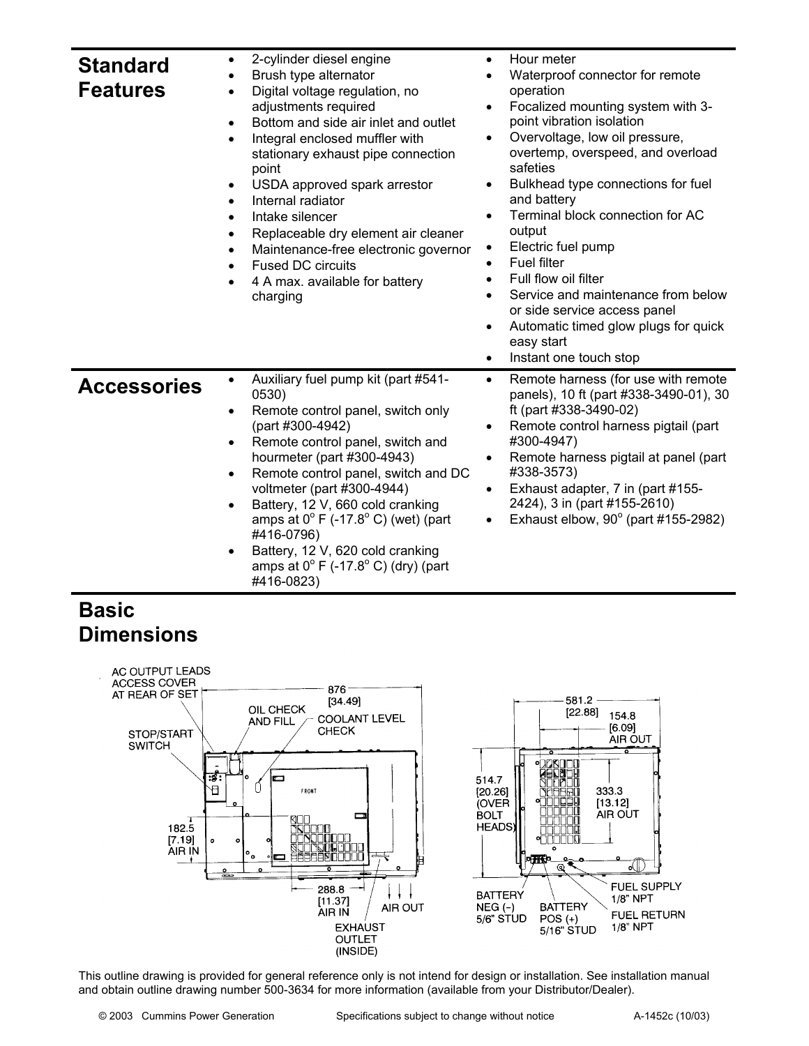## Standard Features

- 2-cylinder diesel engine
- Brush type alternator
- Digital voltage regulation, no adjustments required
- Bottom and side air inlet and outlet
- Integral enclosed muffler with stationary exhaust pipe connection point
- USDA approved spark arrestor
- Internal radiator
- Intake silencer
- Replaceable dry element air cleaner
- Maintenance-free electronic governor
- Fused DC circuits
- 4 A max. available for battery charging
- Hour meter
- Waterproof connector for remote operation
- Focalized mounting system with 3-point vibration isolation
- Overvoltage, low oil pressure, overtemp, overspeed, and overload safeties
- Bulkhead type connections for fuel and battery
- Terminal block connection for AC output
- Electric fuel pump
- Fuel filter
- Full flow oil filter
- Service and maintenance from below or side service access panel
- Automatic timed glow plugs for quick easy start
- Instant one touch stop

## Accessories

- Auxiliary fuel pump kit (part #541-0530)
- Remote control panel, switch only (part #300-4942)
- Remote control panel, switch and hourmeter (part #300-4943)
- Remote control panel, switch and DC voltmeter (part #300-4944)
- Battery, 12 V, 660 cold cranking amps at 0° F (-17.8° C) (wet) (part #416-0796)
- Battery, 12 V, 620 cold cranking amps at 0° F (-17.8° C) (dry) (part #416-0823)
- Remote harness (for use with remote panels), 10 ft (part #338-3490-01), 30 ft (part #338-3490-02)
- Remote control harness pigtail (part #300-4947)
- Remote harness pigtail at panel (part #338-3573)
- Exhaust adapter, 7 in (part #155-2424), 3 in (part #155-2610)
- Exhaust elbow, 90° (part #155-2982)

## Basic Dimensions

AC OUTPUT LEADS ACCESS COVER AT REAR OF SET
876 [34.49]
OIL CHECK AND FILL
COOLANT LEVEL CHECK
STOP/START SWITCH
182.5 [7.19] AIR IN
288.8 [11.37] AIR IN
AIR OUT
EXHAUST OUTLET (INSIDE)

581.2 [22.88]
154.8 [6.09] AIR OUT
514.7 [20.26] (OVER BOLT HEADS)
333.3 [13.12] AIR OUT
BATTERY NEG (−) 5/6" STUD
BATTERY POS (+) 5/16" STUD
FUEL SUPPLY 1/8" NPT
FUEL RETURN 1/8" NPT

This outline drawing is provided for general reference only is not intend for design or installation. See installation manual and obtain outline drawing number 500-3634 for more information (available from your Distributor/Dealer).

© 2003 Cummins Power Generation Specifications subject to change without notice A-1452c (10/03)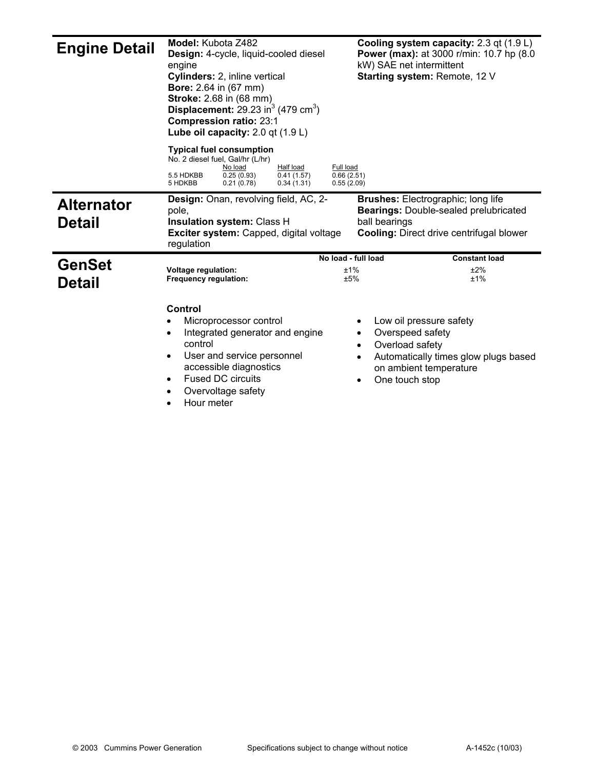## Engine Detail

**Model:** Kubota Z482
**Design:** 4-cycle, liquid-cooled diesel engine
**Cylinders:** 2, inline vertical
**Bore:** 2.64 in (67 mm)
**Stroke:** 2.68 in (68 mm)
**Displacement:** 29.23 in$^3$ (479 cm$^3$)
**Compression ratio:** 23:1
**Lube oil capacity:** 2.0 qt (1.9 L)

**Cooling system capacity:** 2.3 qt (1.9 L)
**Power (max):** at 3000 r/min: 10.7 hp (8.0 kW) SAE net intermittent
**Starting system:** Remote, 12 V

**Typical fuel consumption**
No. 2 diesel fuel, Gal/hr (L/hr)

| | No load | Half load | Full load |
|---|---|---|---|
| 5.5 HDKBB | 0.25 (0.93) | 0.41 (1.57) | 0.66 (2.51) |
| 5 HDKBB | 0.21 (0.78) | 0.34 (1.31) | 0.55 (2.09) |

## Alternator Detail

**Design:** Onan, revolving field, AC, 2-pole,
**Insulation system:** Class H
**Exciter system:** Capped, digital voltage regulation

**Brushes:** Electrographic; long life
**Bearings:** Double-sealed prelubricated ball bearings
**Cooling:** Direct drive centrifugal blower

## GenSet Detail

| | No load - full load | Constant load |
|---|---|---|
| **Voltage regulation:** | ±1% | ±2% |
| **Frequency regulation:** | ±5% | ±1% |

**Control**

- Microprocessor control
- Integrated generator and engine control
- User and service personnel accessible diagnostics
- Fused DC circuits
- Overvoltage safety
- Hour meter
- Low oil pressure safety
- Overspeed safety
- Overload safety
- Automatically times glow plugs based on ambient temperature
- One touch stop

© 2003 Cummins Power Generation Specifications subject to change without notice A-1452c (10/03)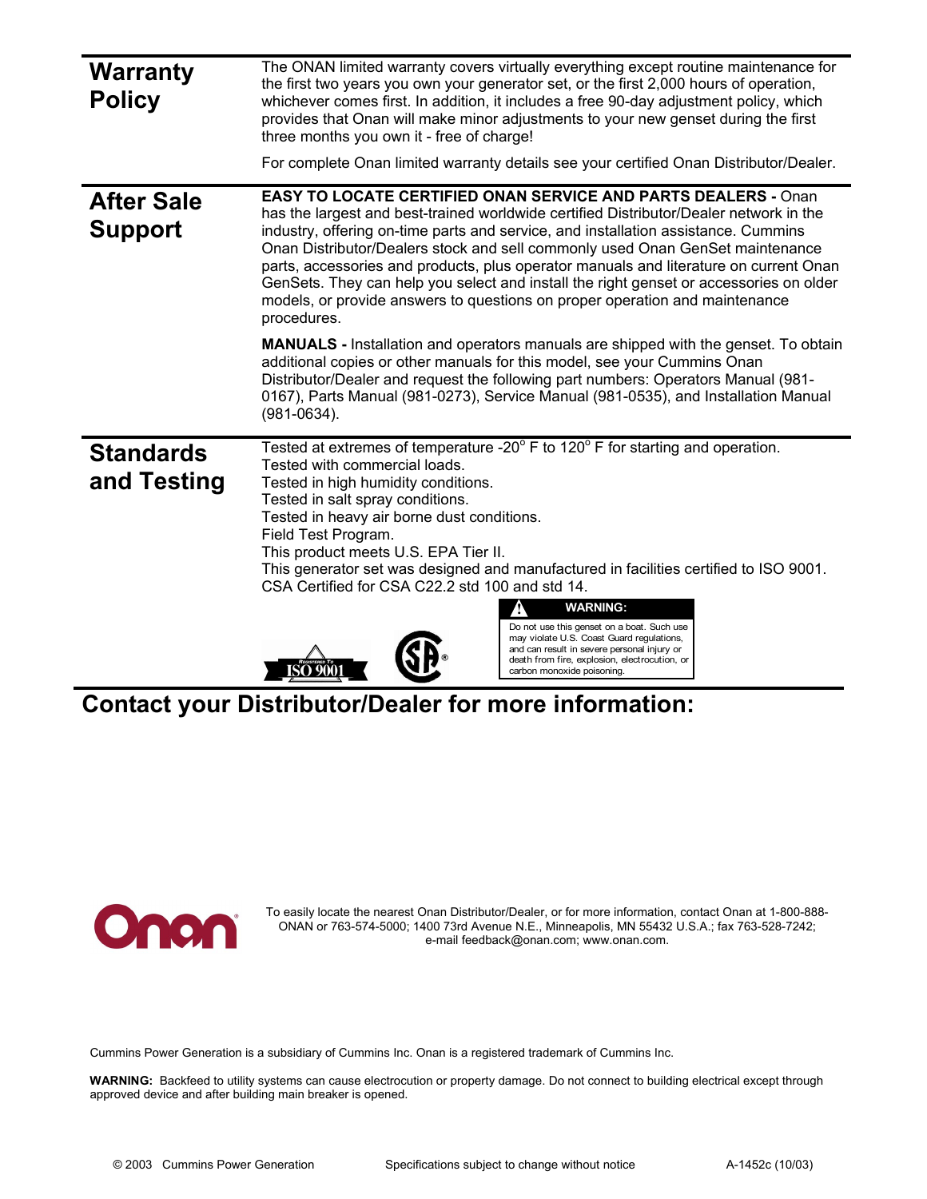## Warranty Policy

The ONAN limited warranty covers virtually everything except routine maintenance for the first two years you own your generator set, or the first 2,000 hours of operation, whichever comes first. In addition, it includes a free 90-day adjustment policy, which provides that Onan will make minor adjustments to your new genset during the first three months you own it - free of charge!

For complete Onan limited warranty details see your certified Onan Distributor/Dealer.

## After Sale Support

**EASY TO LOCATE CERTIFIED ONAN SERVICE AND PARTS DEALERS -** Onan has the largest and best-trained worldwide certified Distributor/Dealer network in the industry, offering on-time parts and service, and installation assistance. Cummins Onan Distributor/Dealers stock and sell commonly used Onan GenSet maintenance parts, accessories and products, plus operator manuals and literature on current Onan GenSets. They can help you select and install the right genset or accessories on older models, or provide answers to questions on proper operation and maintenance procedures.

**MANUALS -** Installation and operators manuals are shipped with the genset. To obtain additional copies or other manuals for this model, see your Cummins Onan Distributor/Dealer and request the following part numbers: Operators Manual (981-0167), Parts Manual (981-0273), Service Manual (981-0535), and Installation Manual (981-0634).

## Standards and Testing

Tested at extremes of temperature -20° F to 120° F for starting and operation.
Tested with commercial loads.
Tested in high humidity conditions.
Tested in salt spray conditions.
Tested in heavy air borne dust conditions.
Field Test Program.
This product meets U.S. EPA Tier II.
This generator set was designed and manufactured in facilities certified to ISO 9001.
CSA Certified for CSA C22.2 std 100 and std 14.

Registered To ISO 9001

**WARNING:**

Do not use this genset on a boat. Such use may violate U.S. Coast Guard regulations, and can result in severe personal injury or death from fire, explosion, electrocution, or carbon monoxide poisoning.

## Contact your Distributor/Dealer for more information:

Onan

To easily locate the nearest Onan Distributor/Dealer, or for more information, contact Onan at 1-800-888-ONAN or 763-574-5000; 1400 73rd Avenue N.E., Minneapolis, MN 55432 U.S.A.; fax 763-528-7242; e-mail feedback@onan.com; www.onan.com.

Cummins Power Generation is a subsidiary of Cummins Inc. Onan is a registered trademark of Cummins Inc.

**WARNING:** Backfeed to utility systems can cause electrocution or property damage. Do not connect to building electrical except through approved device and after building main breaker is opened.

© 2003 Cummins Power Generation Specifications subject to change without notice A-1452c (10/03)